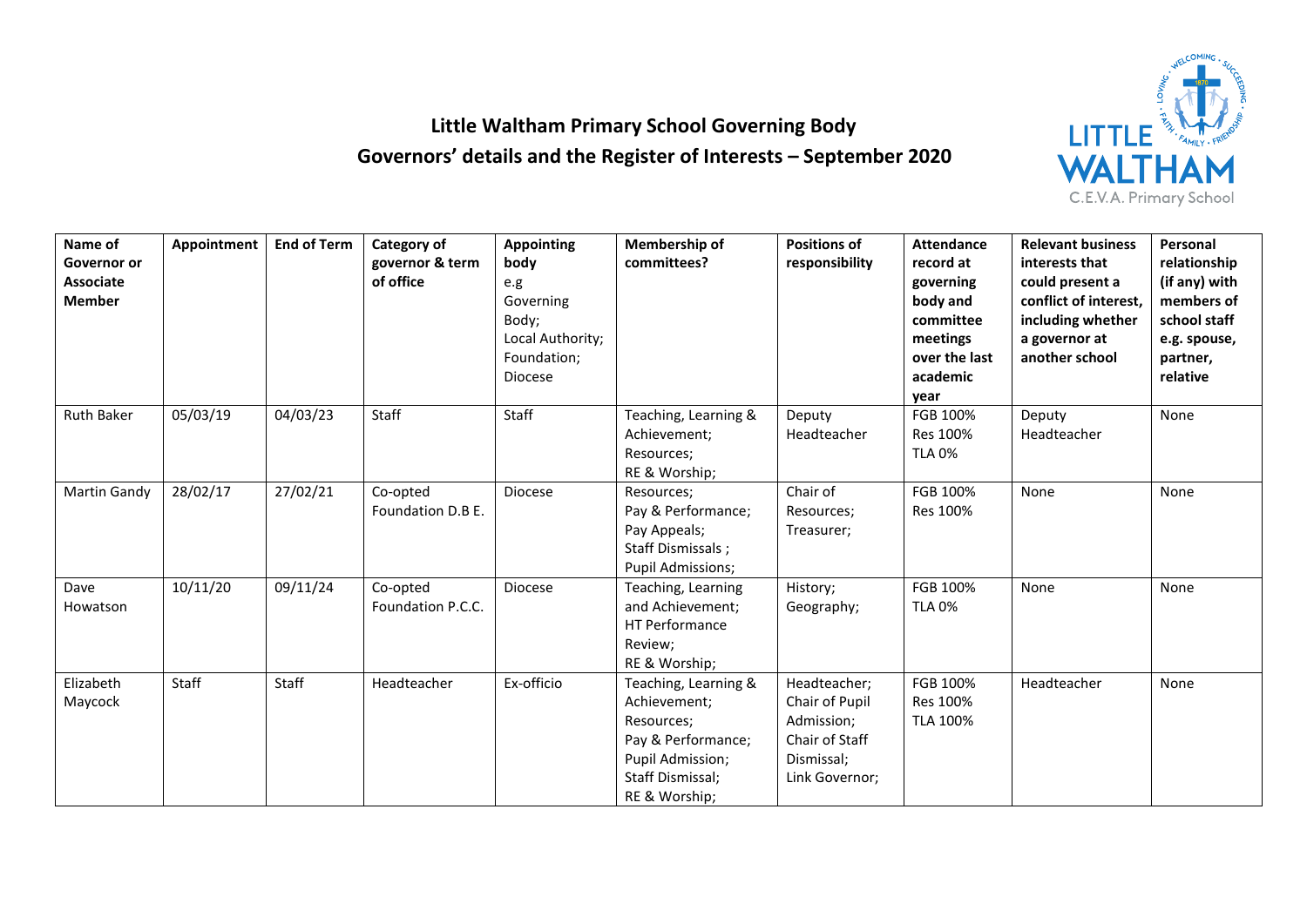# Little Waltham Primary School Governing Body

## Governors' details and the Register of Interests – September 2020

| Name of Governor or Associate Member | Appointment | End of Term | Category of governor & term of office | Appointing body e.g Governing Body; Local Authority; Foundation; Diocese | Membership of committees? | Positions of responsibility | Attendance record at governing body and committee meetings over the last academic year | Relevant business interests that could present a conflict of interest, including whether a governor at another school | Personal relationship (if any) with members of school staff e.g. spouse, partner, relative |
|---|---|---|---|---|---|---|---|---|---|
| Ruth Baker | 05/03/19 | 04/03/23 | Staff | Staff | Teaching, Learning & Achievement; Resources; RE & Worship; | Deputy Headteacher | FGB 100% Res 100% TLA 0% | Deputy Headteacher | None |
| Martin Gandy | 28/02/17 | 27/02/21 | Co-opted Foundation D.B E. | Diocese | Resources; Pay & Performance; Pay Appeals; Staff Dismissals ; Pupil Admissions; | Chair of Resources; Treasurer; | FGB 100% Res 100% | None | None |
| Dave Howatson | 10/11/20 | 09/11/24 | Co-opted Foundation P.C.C. | Diocese | Teaching, Learning and Achievement; HT Performance Review; RE & Worship; | History; Geography; | FGB 100% TLA 0% | None | None |
| Elizabeth Maycock | Staff | Staff | Headteacher | Ex-officio | Teaching, Learning & Achievement; Resources; Pay & Performance; Pupil Admission; Staff Dismissal; RE & Worship; | Headteacher; Chair of Pupil Admission; Chair of Staff Dismissal; Link Governor; | FGB 100% Res 100% TLA 100% | Headteacher | None |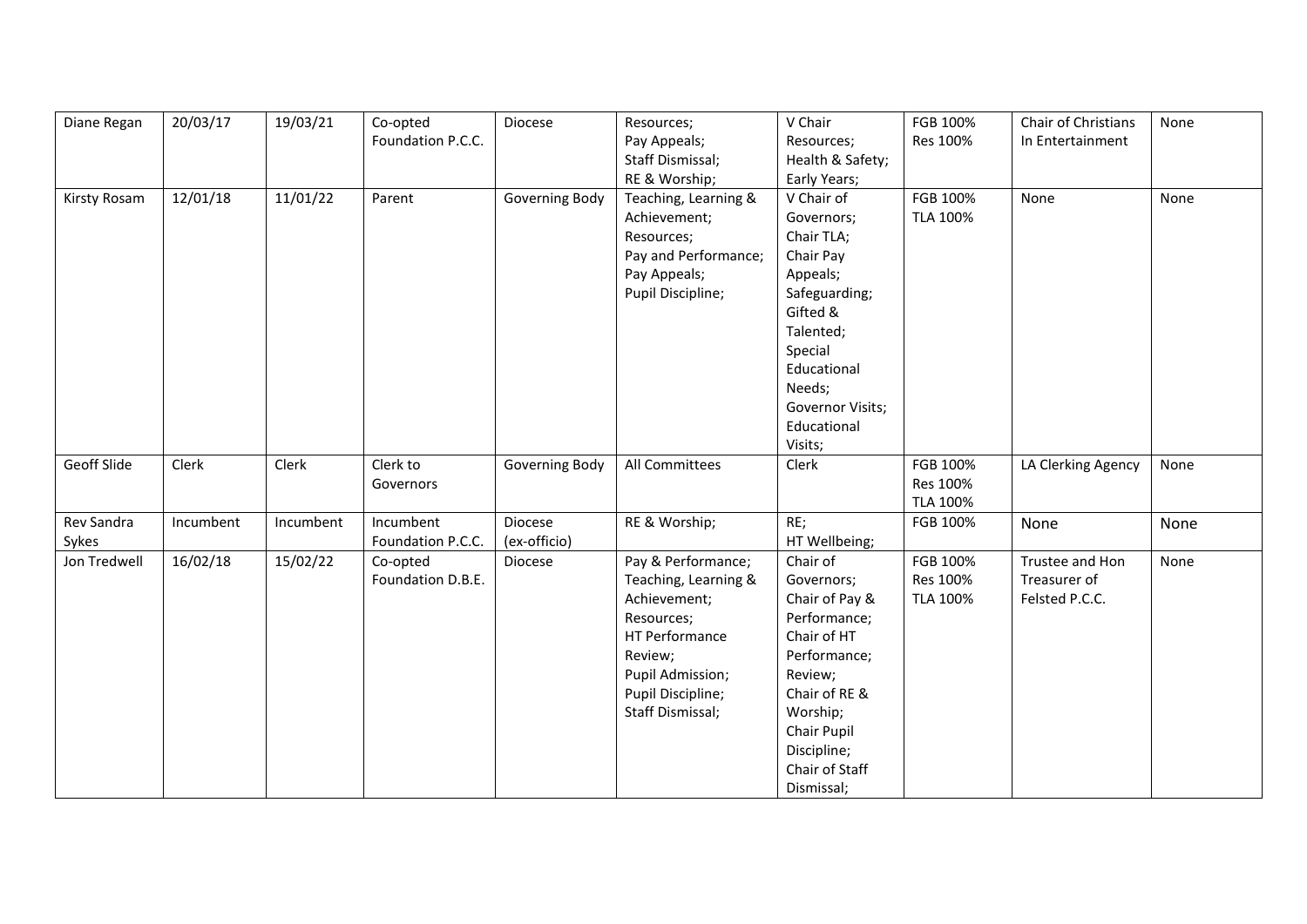| Diane Regan | 20/03/17 | 19/03/21 | Co-opted Foundation P.C.C. | Diocese | Resources; Pay Appeals; Staff Dismissal; RE & Worship; | V Chair Resources; Health & Safety; Early Years; | FGB 100% Res 100% | Chair of Christians In Entertainment | None |
|---|---|---|---|---|---|---|---|---|---|
| Kirsty Rosam | 12/01/18 | 11/01/22 | Parent | Governing Body | Teaching, Learning & Achievement; Resources; Pay and Performance; Pay Appeals; Pupil Discipline; | V Chair of Governors; Chair TLA; Chair Pay Appeals; Safeguarding; Gifted & Talented; Special Educational Needs; Governor Visits; Educational Visits; | FGB 100% TLA 100% | None | None |
| Geoff Slide | Clerk | Clerk | Clerk to Governors | Governing Body | All Committees | Clerk | FGB 100% Res 100% TLA 100% | LA Clerking Agency | None |
| Rev Sandra Sykes | Incumbent | Incumbent | Incumbent Foundation P.C.C. | Diocese (ex-officio) | RE & Worship; | RE; HT Wellbeing; | FGB 100% | None | None |
| Jon Tredwell | 16/02/18 | 15/02/22 | Co-opted Foundation D.B.E. | Diocese | Pay & Performance; Teaching, Learning & Achievement; Resources; HT Performance Review; Pupil Admission; Pupil Discipline; Staff Dismissal; | Chair of Governors; Chair of Pay & Performance; Chair of HT Performance; Review; Chair of RE & Worship; Chair Pupil Discipline; Chair of Staff Dismissal; | FGB 100% Res 100% TLA 100% | Trustee and Hon Treasurer of Felsted P.C.C. | None |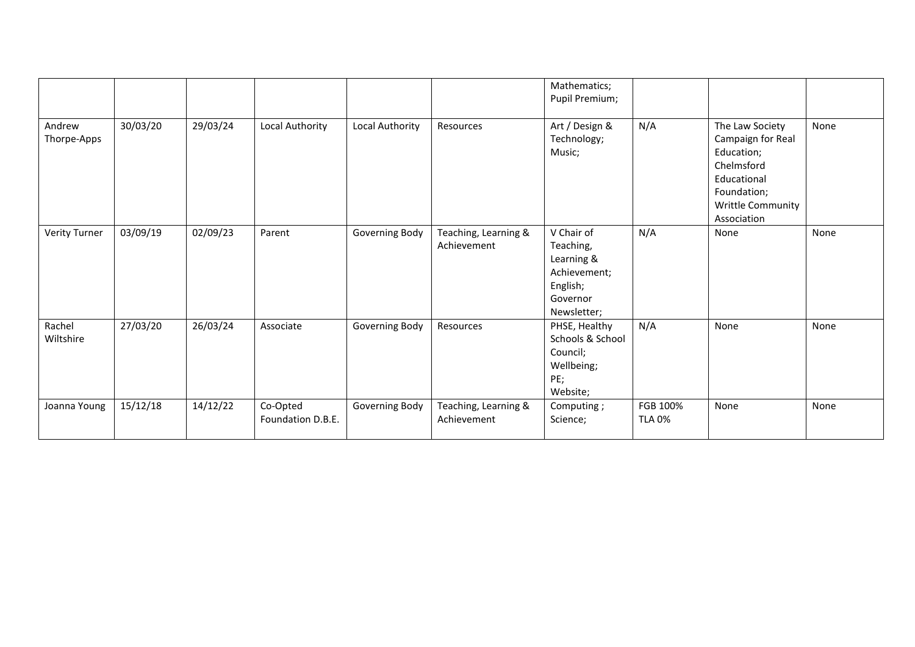| | | | | | | | | | |
|---|---|---|---|---|---|---|---|---|---|
| | | | | | | Mathematics; Pupil Premium; | | | |
| Andrew Thorpe-Apps | 30/03/20 | 29/03/24 | Local Authority | Local Authority | Resources | Art / Design & Technology; Music; | N/A | The Law Society Campaign for Real Education; Chelmsford Educational Foundation; Writtle Community Association | None |
| Verity Turner | 03/09/19 | 02/09/23 | Parent | Governing Body | Teaching, Learning & Achievement | V Chair of Teaching, Learning & Achievement; English; Governor Newsletter; | N/A | None | None |
| Rachel Wiltshire | 27/03/20 | 26/03/24 | Associate | Governing Body | Resources | PHSE, Healthy Schools & School Council; Wellbeing; PE; Website; | N/A | None | None |
| Joanna Young | 15/12/18 | 14/12/22 | Co-Opted Foundation D.B.E. | Governing Body | Teaching, Learning & Achievement | Computing ; Science; | FGB 100% TLA 0% | None | None |